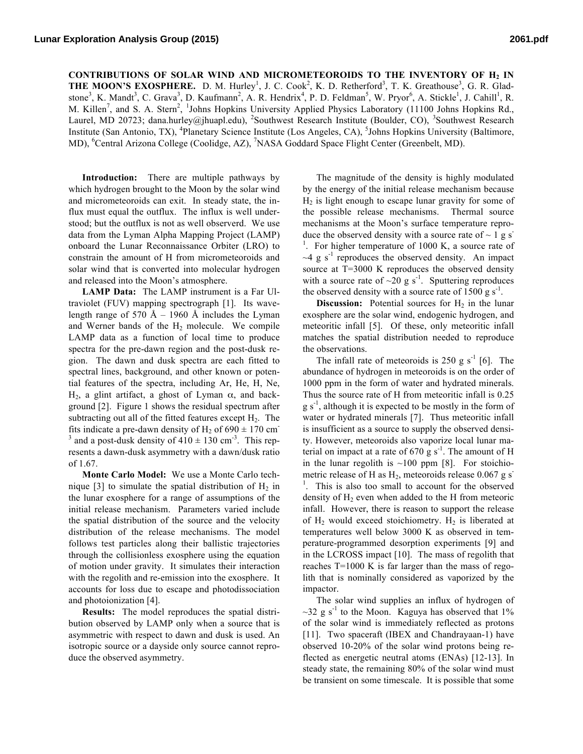# CONTRIBUTIONS OF SOLAR WIND AND MICROMETEOROIDS TO THE INVENTORY OF $H_2$ IN THE MOON'S EXOSPHERE.

D. M. Hurley[1], J. C. Cook[2], K. D. Retherford[3], T. K. Greathouse[3], G. R. Gladstone[3], K. Mandt[3], C. Grava[3], D. Kaufmann[2], A. R. Hendrix[4], P. D. Feldman[5], W. Pryor[6], A. Stickle[1], J. Cahill[1], R. M. Killen[7], and S. A. Stern[2], [1]Johns Hopkins University Applied Physics Laboratory (11100 Johns Hopkins Rd., Laurel, MD 20723; dana.hurley@jhuapl.edu), [2]Southwest Research Institute (Boulder, CO), [3]Southwest Research Institute (San Antonio, TX), [4]Planetary Science Institute (Los Angeles, CA), [5]Johns Hopkins University (Baltimore, MD), [6]Central Arizona College (Coolidge, AZ), [7]NASA Goddard Space Flight Center (Greenbelt, MD).

**Introduction:** There are multiple pathways by which hydrogen brought to the Moon by the solar wind and micrometeoroids can exit. In steady state, the influx must equal the outflux. The influx is well understood; but the outflux is not as well observerd. We use data from the Lyman Alpha Mapping Project (LAMP) onboard the Lunar Reconnaissance Orbiter (LRO) to constrain the amount of H from micrometeoroids and solar wind that is converted into molecular hydrogen and released into the Moon's atmosphere.

**LAMP Data:** The LAMP instrument is a Far Ultraviolet (FUV) mapping spectrograph [1]. Its wavelength range of 570 Å – 1960 Å includes the Lyman and Werner bands of the $H_2$ molecule. We compile LAMP data as a function of local time to produce spectra for the pre-dawn region and the post-dusk region. The dawn and dusk spectra are each fitted to spectral lines, background, and other known or potential features of the spectra, including Ar, He, H, Ne, $H_2$, a glint artifact, a ghost of Lyman $\alpha$, and background [2]. Figure 1 shows the residual spectrum after subtracting out all of the fitted features except $H_2$. The fits indicate a pre-dawn density of $H_2$ of $690 \pm 170$ $cm^{-3}$ and a post-dusk density of $410 \pm 130$ $cm^{-3}$. This represents a dawn-dusk asymmetry with a dawn/dusk ratio of 1.67.

**Monte Carlo Model:** We use a Monte Carlo technique [3] to simulate the spatial distribution of $H_2$ in the lunar exosphere for a range of assumptions of the initial release mechanism. Parameters varied include the spatial distribution of the source and the velocity distribution of the release mechanisms. The model follows test particles along their ballistic trajectories through the collisionless exosphere using the equation of motion under gravity. It simulates their interaction with the regolith and re-emission into the exosphere. It accounts for loss due to escape and photodissociation and photoionization [4].

**Results:** The model reproduces the spatial distribution observed by LAMP only when a source that is asymmetric with respect to dawn and dusk is used. An isotropic source or a dayside only source cannot reproduce the observed asymmetry.

The magnitude of the density is highly modulated by the energy of the initial release mechanism because $H_2$ is light enough to escape lunar gravity for some of the possible release mechanisms. Thermal source mechanisms at the Moon's surface temperature reproduce the observed density with a source rate of ~ 1 g $s^{-1}$. For higher temperature of 1000 K, a source rate of ~4 g $s^{-1}$ reproduces the observed density. An impact source at T=3000 K reproduces the observed density with a source rate of ~20 g $s^{-1}$. Sputtering reproduces the observed density with a source rate of 1500 g $s^{-1}$.

**Discussion:** Potential sources for $H_2$ in the lunar exosphere are the solar wind, endogenic hydrogen, and meteoritic infall [5]. Of these, only meteoritic infall matches the spatial distribution needed to reproduce the observations.

The infall rate of meteoroids is 250 g $s^{-1}$ [6]. The abundance of hydrogen in meteoroids is on the order of 1000 ppm in the form of water and hydrated minerals. Thus the source rate of H from meteoritic infall is 0.25 g $s^{-1}$, although it is expected to be mostly in the form of water or hydrated minerals [7]. Thus meteoritic infall is insufficient as a source to supply the observed density. However, meteoroids also vaporize local lunar material on impact at a rate of 670 g $s^{-1}$. The amount of H in the lunar regolith is ~100 ppm [8]. For stoichiometric release of H as $H_2$, meteoroids release 0.067 g $s^{-1}$. This is also too small to account for the observed density of $H_2$ even when added to the H from meteoric infall. However, there is reason to support the release of $H_2$ would exceed stoichiometry. $H_2$ is liberated at temperatures well below 3000 K as observed in temperature-programmed desorption experiments [9] and in the LCROSS impact [10]. The mass of regolith that reaches T=1000 K is far larger than the mass of regolith that is nominally considered as vaporized by the impactor.

The solar wind supplies an influx of hydrogen of ~32 g $s^{-1}$ to the Moon. Kaguya has observed that 1% of the solar wind is immediately reflected as protons [11]. Two spacecraft (IBEX and Chandrayaan-1) have observed 10-20% of the solar wind protons being reflected as energetic neutral atoms (ENAs) [12-13]. In steady state, the remaining 80% of the solar wind must be transient on some timescale. It is possible that some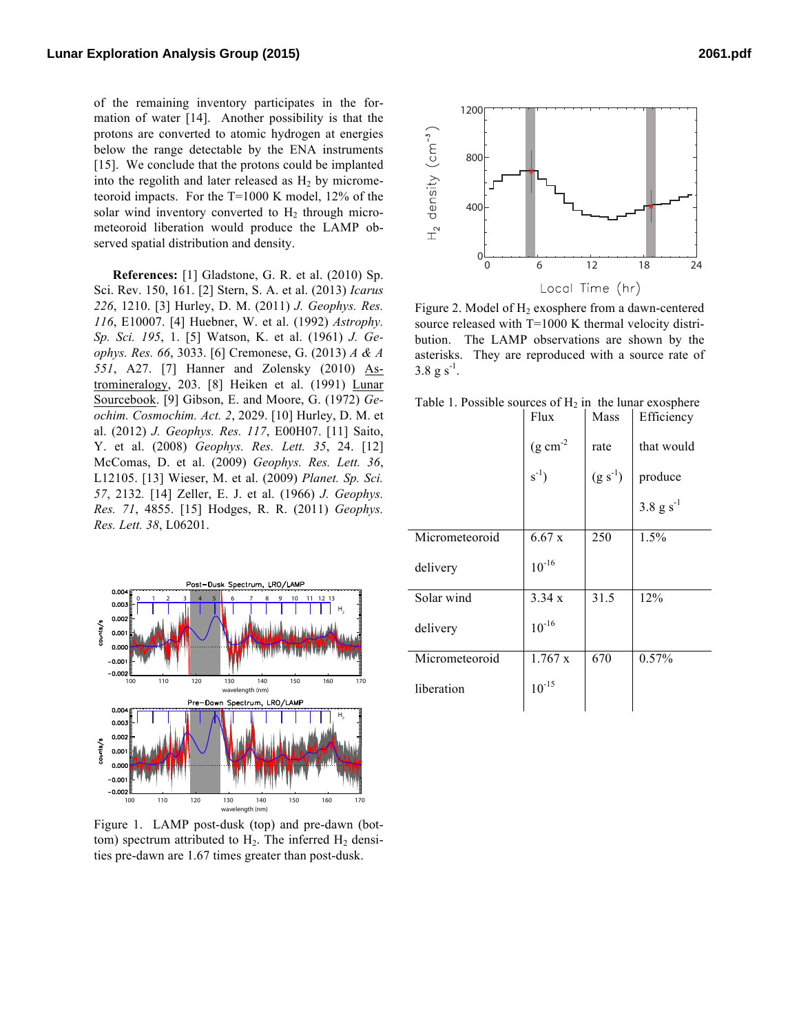of the remaining inventory participates in the formation of water [14]. Another possibility is that the protons are converted to atomic hydrogen at energies below the range detectable by the ENA instruments [15]. We conclude that the protons could be implanted into the regolith and later released as $H_2$ by micrometeoroid impacts. For the T=1000 K model, 12% of the solar wind inventory converted to $H_2$ through micrometeoroid liberation would produce the LAMP observed spatial distribution and density.

**References:** [1] Gladstone, G. R. et al. (2010) Sp. Sci. Rev. 150, 161. [2] Stern, S. A. et al. (2013) *Icarus 226*, 1210. [3] Hurley, D. M. (2011) *J. Geophys. Res. 116*, E10007. [4] Huebner, W. et al. (1992) *Astrophy. Sp. Sci. 195*, 1. [5] Watson, K. et al. (1961) *J. Geophys. Res. 66*, 3033. [6] Cremonese, G. (2013) *A & A 551*, A27. [7] Hanner and Zolensky (2010) Astromineralogy, 203. [8] Heiken et al. (1991) Lunar Sourcebook. [9] Gibson, E. and Moore, G. (1972) *Geochim. Cosmochim. Acta. 2*, 2029. [10] Hurley, D. M. et al. (2012) *J. Geophys. Res. 117*, E00H07. [11] Saito, Y. et al. (2008) *Geophys. Res. Lett. 35*, 24. [12] McComas, D. et al. (2009) *Geophys. Res. Lett. 36*, L12105. [13] Wieser, M. et al. (2009) *Planet. Sp. Sci. 57*, 2132. [14] Zeller, E. J. et al. (1966) *J. Geophys. Res. 71*, 4855. [15] Hodges, R. R. (2011) *Geophys. Res. Lett. 38*, L06201.

Post-Dusk Spectrum, LRO/LAMP

0 1 2 3 4 5 6 7 8 9 10 11 12 13

$H_2$

counts/s

0.004
0.003
0.002
0.001
0.000
−0.001
−0.002

100 110 120 130 140 150 160 170

wavelength (nm)

Pre-Down Spectrum, LRO/LAMP

$H_2$

counts/s

0.004
0.003
0.002
0.001
0.000
−0.001
−0.002

100 110 120 130 140 150 160 170

wavelength (nm)

Figure 1. LAMP post-dusk (top) and pre-dawn (bottom) spectrum attributed to $H_2$. The inferred $H_2$ densities pre-dawn are 1.67 times greater than post-dusk.

$H_2$ density ($cm^{-3}$)

1200
800
400
0

0 6 12 18 24

Local Time (hr)

Figure 2. Model of $H_2$ exosphere from a dawn-centered source released with T=1000 K thermal velocity distribution. The LAMP observations are shown by the asterisks. They are reproduced with a source rate of 3.8 g $s^{-1}$.

Table 1. Possible sources of $H_2$ in the lunar exosphere

| | Flux (g $cm^{-2}$ $s^{-1}$) | Mass rate (g $s^{-1}$) | Efficiency that would produce 3.8 g $s^{-1}$ |
|---|---|---|---|
| Micrometeoroid delivery | 6.67 x $10^{-16}$ | 250 | 1.5% |
| Solar wind delivery | 3.34 x $10^{-16}$ | 31.5 | 12% |
| Micrometeoroid liberation | 1.767 x $10^{-15}$ | 670 | 0.57% |